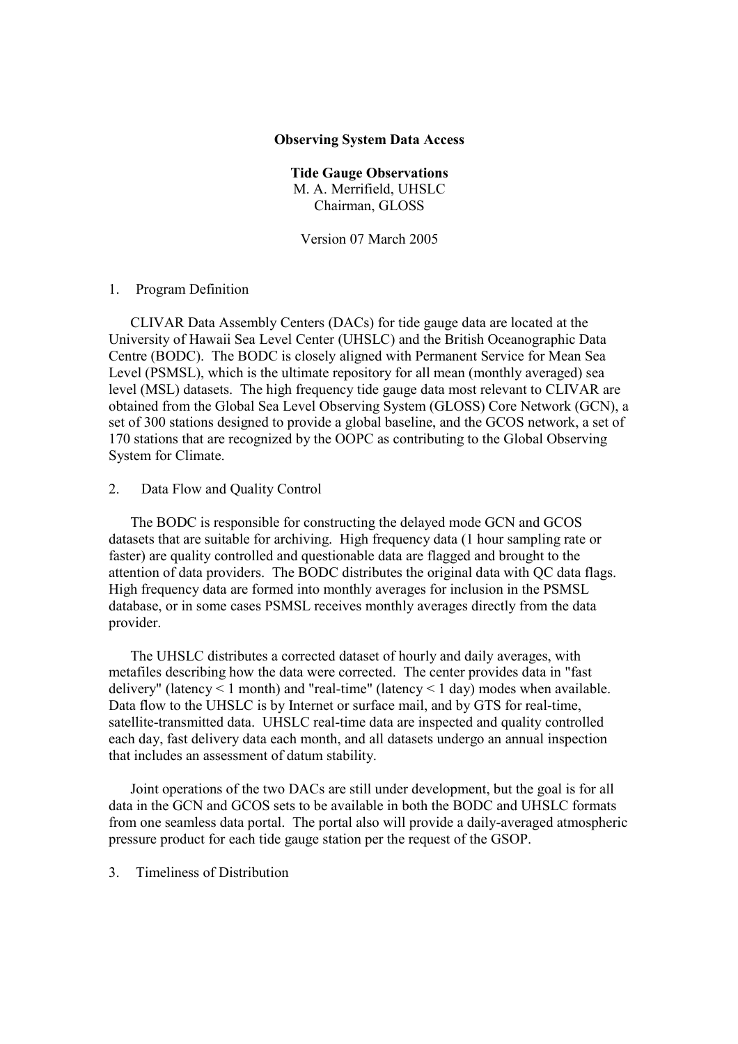# Observing System Data Access

## Tide Gauge Observations

M. A. Merrifield, UHSLC
Chairman, GLOSS

Version 07 March 2005

## 1. Program Definition

CLIVAR Data Assembly Centers (DACs) for tide gauge data are located at the University of Hawaii Sea Level Center (UHSLC) and the British Oceanographic Data Centre (BODC). The BODC is closely aligned with Permanent Service for Mean Sea Level (PSMSL), which is the ultimate repository for all mean (monthly averaged) sea level (MSL) datasets. The high frequency tide gauge data most relevant to CLIVAR are obtained from the Global Sea Level Observing System (GLOSS) Core Network (GCN), a set of 300 stations designed to provide a global baseline, and the GCOS network, a set of 170 stations that are recognized by the OOPC as contributing to the Global Observing System for Climate.

## 2. Data Flow and Quality Control

The BODC is responsible for constructing the delayed mode GCN and GCOS datasets that are suitable for archiving. High frequency data (1 hour sampling rate or faster) are quality controlled and questionable data are flagged and brought to the attention of data providers. The BODC distributes the original data with QC data flags. High frequency data are formed into monthly averages for inclusion in the PSMSL database, or in some cases PSMSL receives monthly averages directly from the data provider.

The UHSLC distributes a corrected dataset of hourly and daily averages, with metafiles describing how the data were corrected. The center provides data in "fast delivery" (latency < 1 month) and "real-time" (latency < 1 day) modes when available. Data flow to the UHSLC is by Internet or surface mail, and by GTS for real-time, satellite-transmitted data. UHSLC real-time data are inspected and quality controlled each day, fast delivery data each month, and all datasets undergo an annual inspection that includes an assessment of datum stability.

Joint operations of the two DACs are still under development, but the goal is for all data in the GCN and GCOS sets to be available in both the BODC and UHSLC formats from one seamless data portal. The portal also will provide a daily-averaged atmospheric pressure product for each tide gauge station per the request of the GSOP.

## 3. Timeliness of Distribution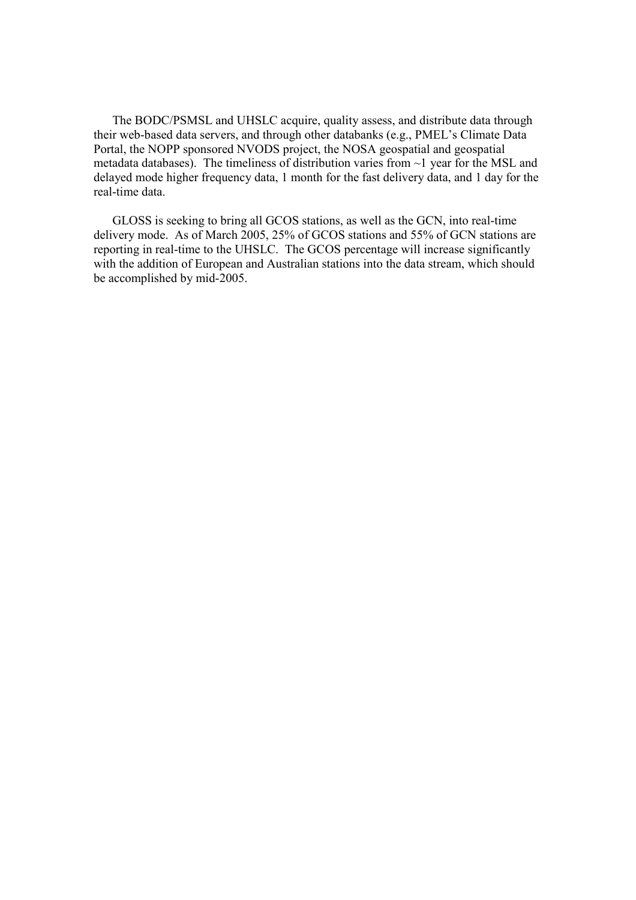The BODC/PSMSL and UHSLC acquire, quality assess, and distribute data through their web-based data servers, and through other databanks (e.g., PMEL's Climate Data Portal, the NOPP sponsored NVODS project, the NOSA geospatial and geospatial metadata databases). The timeliness of distribution varies from ~1 year for the MSL and delayed mode higher frequency data, 1 month for the fast delivery data, and 1 day for the real-time data.

GLOSS is seeking to bring all GCOS stations, as well as the GCN, into real-time delivery mode. As of March 2005, 25% of GCOS stations and 55% of GCN stations are reporting in real-time to the UHSLC. The GCOS percentage will increase significantly with the addition of European and Australian stations into the data stream, which should be accomplished by mid-2005.